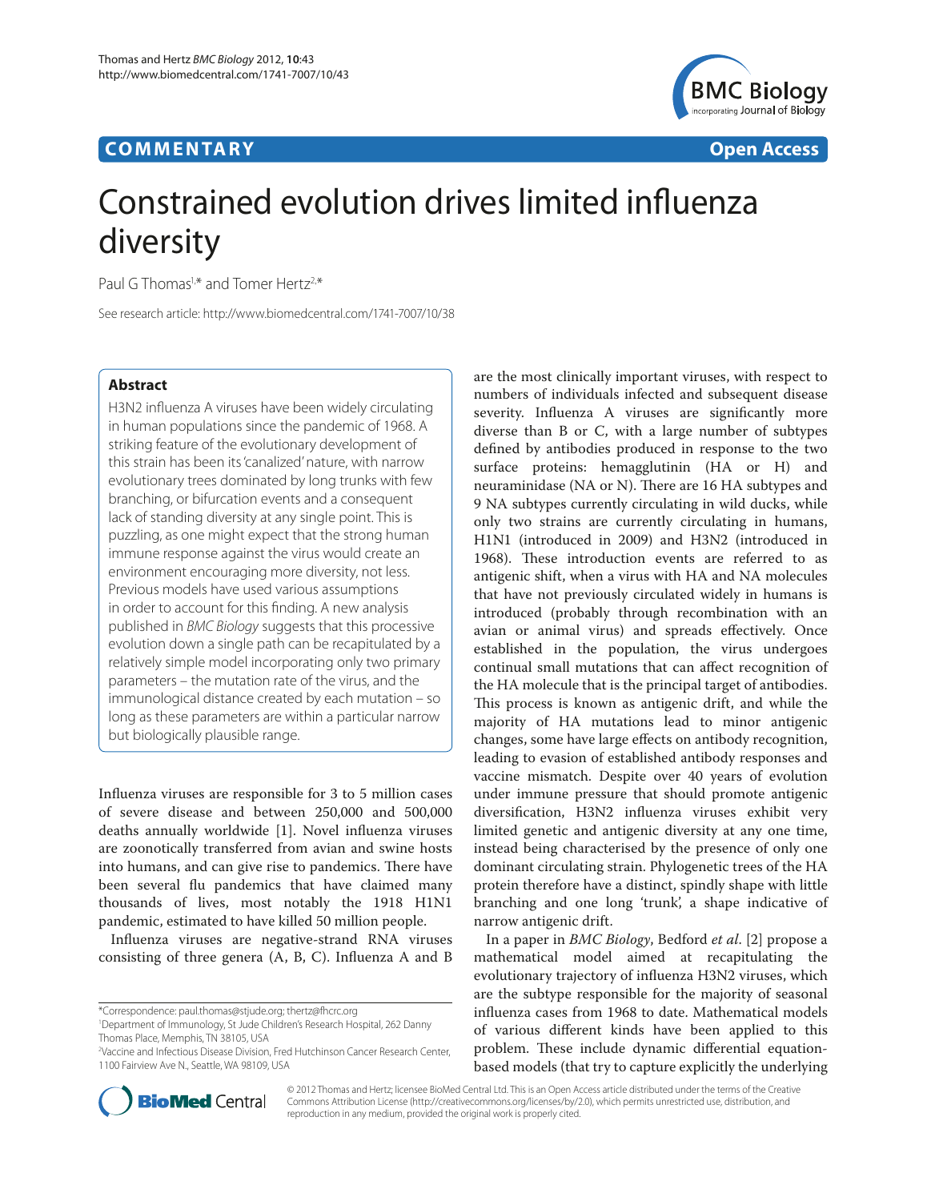**COMMENTARY** **Open Access**

# Constrained evolution drives limited influenza diversity

Paul G Thomas[1,*] and Tomer Hertz[2,*]

See research article: http://www.biomedcentral.com/1741-7007/10/38

## Abstract

H3N2 influenza A viruses have been widely circulating in human populations since the pandemic of 1968. A striking feature of the evolutionary development of this strain has been its 'canalized' nature, with narrow evolutionary trees dominated by long trunks with few branching, or bifurcation events and a consequent lack of standing diversity at any single point. This is puzzling, as one might expect that the strong human immune response against the virus would create an environment encouraging more diversity, not less. Previous models have used various assumptions in order to account for this finding. A new analysis published in *BMC Biology* suggests that this processive evolution down a single path can be recapitulated by a relatively simple model incorporating only two primary parameters – the mutation rate of the virus, and the immunological distance created by each mutation – so long as these parameters are within a particular narrow but biologically plausible range.

Influenza viruses are responsible for 3 to 5 million cases of severe disease and between 250,000 and 500,000 deaths annually worldwide [1]. Novel influenza viruses are zoonotically transferred from avian and swine hosts into humans, and can give rise to pandemics. There have been several flu pandemics that have claimed many thousands of lives, most notably the 1918 H1N1 pandemic, estimated to have killed 50 million people.

Influenza viruses are negative-strand RNA viruses consisting of three genera (A, B, C). Influenza A and B are the most clinically important viruses, with respect to numbers of individuals infected and subsequent disease severity. Influenza A viruses are significantly more diverse than B or C, with a large number of subtypes defined by antibodies produced in response to the two surface proteins: hemagglutinin (HA or H) and neuraminidase (NA or N). There are 16 HA subtypes and 9 NA subtypes currently circulating in wild ducks, while only two strains are currently circulating in humans, H1N1 (introduced in 2009) and H3N2 (introduced in 1968). These introduction events are referred to as antigenic shift, when a virus with HA and NA molecules that have not previously circulated widely in humans is introduced (probably through recombination with an avian or animal virus) and spreads effectively. Once established in the population, the virus undergoes continual small mutations that can affect recognition of the HA molecule that is the principal target of antibodies. This process is known as antigenic drift, and while the majority of HA mutations lead to minor antigenic changes, some have large effects on antibody recognition, leading to evasion of established antibody responses and vaccine mismatch. Despite over 40 years of evolution under immune pressure that should promote antigenic diversification, H3N2 influenza viruses exhibit very limited genetic and antigenic diversity at any one time, instead being characterised by the presence of only one dominant circulating strain. Phylogenetic trees of the HA protein therefore have a distinct, spindly shape with little branching and one long 'trunk', a shape indicative of narrow antigenic drift.

In a paper in *BMC Biology*, Bedford *et al*. [2] propose a mathematical model aimed at recapitulating the evolutionary trajectory of influenza H3N2 viruses, which are the subtype responsible for the majority of seasonal influenza cases from 1968 to date. Mathematical models of various different kinds have been applied to this problem. These include dynamic differential equation-based models (that try to capture explicitly the underlying

*Correspondence: paul.thomas@stjude.org; thertz@fhcrc.org
[1]Department of Immunology, St Jude Children's Research Hospital, 262 Danny Thomas Place, Memphis, TN 38105, USA
[2]Vaccine and Infectious Disease Division, Fred Hutchinson Cancer Research Center, 1100 Fairview Ave N., Seattle, WA 98109, USA

© 2012 Thomas and Hertz; licensee BioMed Central Ltd. This is an Open Access article distributed under the terms of the Creative Commons Attribution License (http://creativecommons.org/licenses/by/2.0), which permits unrestricted use, distribution, and reproduction in any medium, provided the original work is properly cited.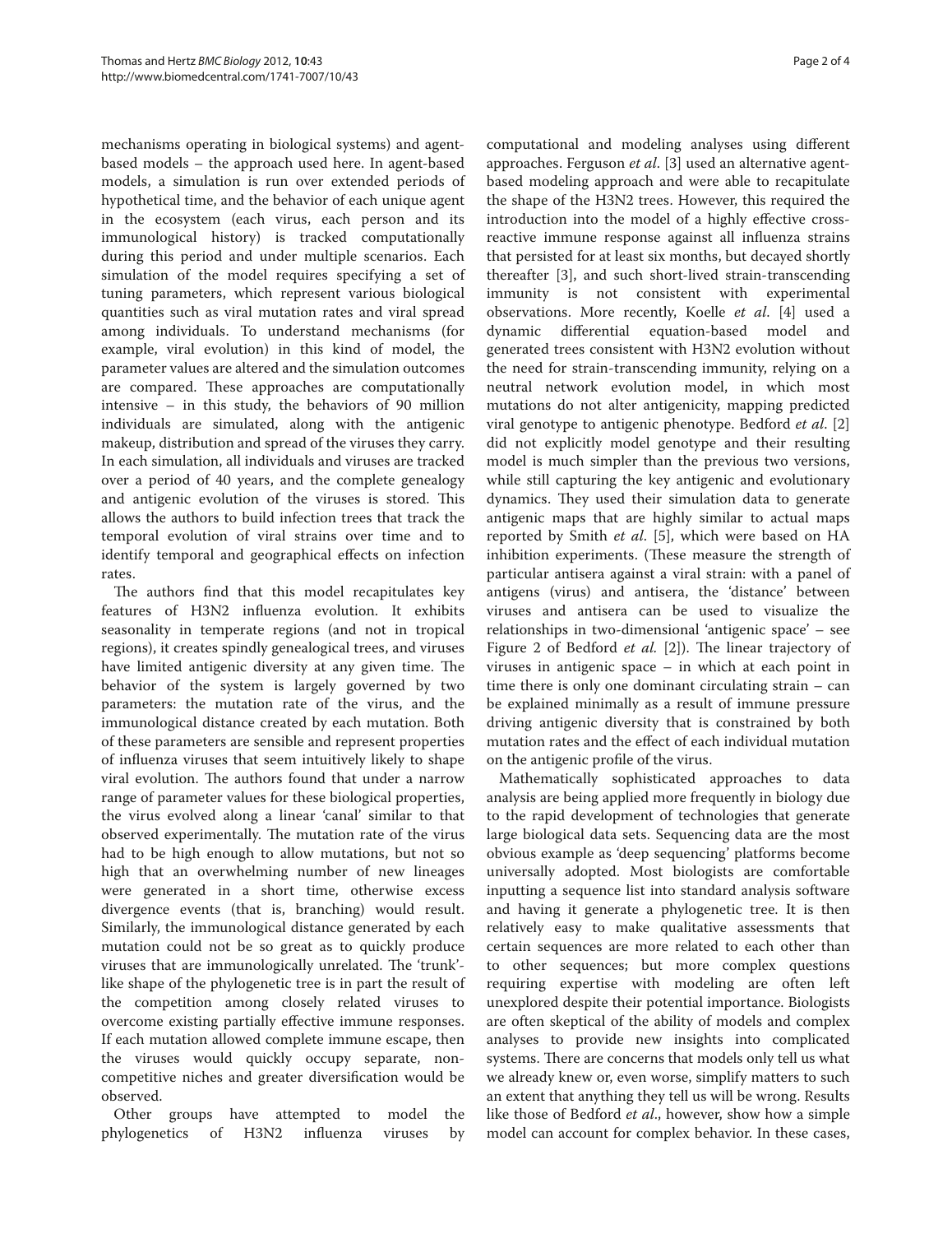mechanisms operating in biological systems) and agent-based models – the approach used here. In agent-based models, a simulation is run over extended periods of hypothetical time, and the behavior of each unique agent in the ecosystem (each virus, each person and its immunological history) is tracked computationally during this period and under multiple scenarios. Each simulation of the model requires specifying a set of tuning parameters, which represent various biological quantities such as viral mutation rates and viral spread among individuals. To understand mechanisms (for example, viral evolution) in this kind of model, the parameter values are altered and the simulation outcomes are compared. These approaches are computationally intensive – in this study, the behaviors of 90 million individuals are simulated, along with the antigenic makeup, distribution and spread of the viruses they carry. In each simulation, all individuals and viruses are tracked over a period of 40 years, and the complete genealogy and antigenic evolution of the viruses is stored. This allows the authors to build infection trees that track the temporal evolution of viral strains over time and to identify temporal and geographical effects on infection rates.

The authors find that this model recapitulates key features of H3N2 influenza evolution. It exhibits seasonality in temperate regions (and not in tropical regions), it creates spindly genealogical trees, and viruses have limited antigenic diversity at any given time. The behavior of the system is largely governed by two parameters: the mutation rate of the virus, and the immunological distance created by each mutation. Both of these parameters are sensible and represent properties of influenza viruses that seem intuitively likely to shape viral evolution. The authors found that under a narrow range of parameter values for these biological properties, the virus evolved along a linear 'canal' similar to that observed experimentally. The mutation rate of the virus had to be high enough to allow mutations, but not so high that an overwhelming number of new lineages were generated in a short time, otherwise excess divergence events (that is, branching) would result. Similarly, the immunological distance generated by each mutation could not be so great as to quickly produce viruses that are immunologically unrelated. The 'trunk'-like shape of the phylogenetic tree is in part the result of the competition among closely related viruses to overcome existing partially effective immune responses. If each mutation allowed complete immune escape, then the viruses would quickly occupy separate, non-competitive niches and greater diversification would be observed.

Other groups have attempted to model the phylogenetics of H3N2 influenza viruses by computational and modeling analyses using different approaches. Ferguson *et al*. [3] used an alternative agent-based modeling approach and were able to recapitulate the shape of the H3N2 trees. However, this required the introduction into the model of a highly effective cross-reactive immune response against all influenza strains that persisted for at least six months, but decayed shortly thereafter [3], and such short-lived strain-transcending immunity is not consistent with experimental observations. More recently, Koelle *et al*. [4] used a dynamic differential equation-based model and generated trees consistent with H3N2 evolution without the need for strain-transcending immunity, relying on a neutral network evolution model, in which most mutations do not alter antigenicity, mapping predicted viral genotype to antigenic phenotype. Bedford *et al*. [2] did not explicitly model genotype and their resulting model is much simpler than the previous two versions, while still capturing the key antigenic and evolutionary dynamics. They used their simulation data to generate antigenic maps that are highly similar to actual maps reported by Smith *et al*. [5], which were based on HA inhibition experiments. (These measure the strength of particular antisera against a viral strain: with a panel of antigens (virus) and antisera, the 'distance' between viruses and antisera can be used to visualize the relationships in two-dimensional 'antigenic space' – see Figure 2 of Bedford *et al.* [2]). The linear trajectory of viruses in antigenic space – in which at each point in time there is only one dominant circulating strain – can be explained minimally as a result of immune pressure driving antigenic diversity that is constrained by both mutation rates and the effect of each individual mutation on the antigenic profile of the virus.

Mathematically sophisticated approaches to data analysis are being applied more frequently in biology due to the rapid development of technologies that generate large biological data sets. Sequencing data are the most obvious example as 'deep sequencing' platforms become universally adopted. Most biologists are comfortable inputting a sequence list into standard analysis software and having it generate a phylogenetic tree. It is then relatively easy to make qualitative assessments that certain sequences are more related to each other than to other sequences; but more complex questions requiring expertise with modeling are often left unexplored despite their potential importance. Biologists are often skeptical of the ability of models and complex analyses to provide new insights into complicated systems. There are concerns that models only tell us what we already knew or, even worse, simplify matters to such an extent that anything they tell us will be wrong. Results like those of Bedford *et al*., however, show how a simple model can account for complex behavior. In these cases,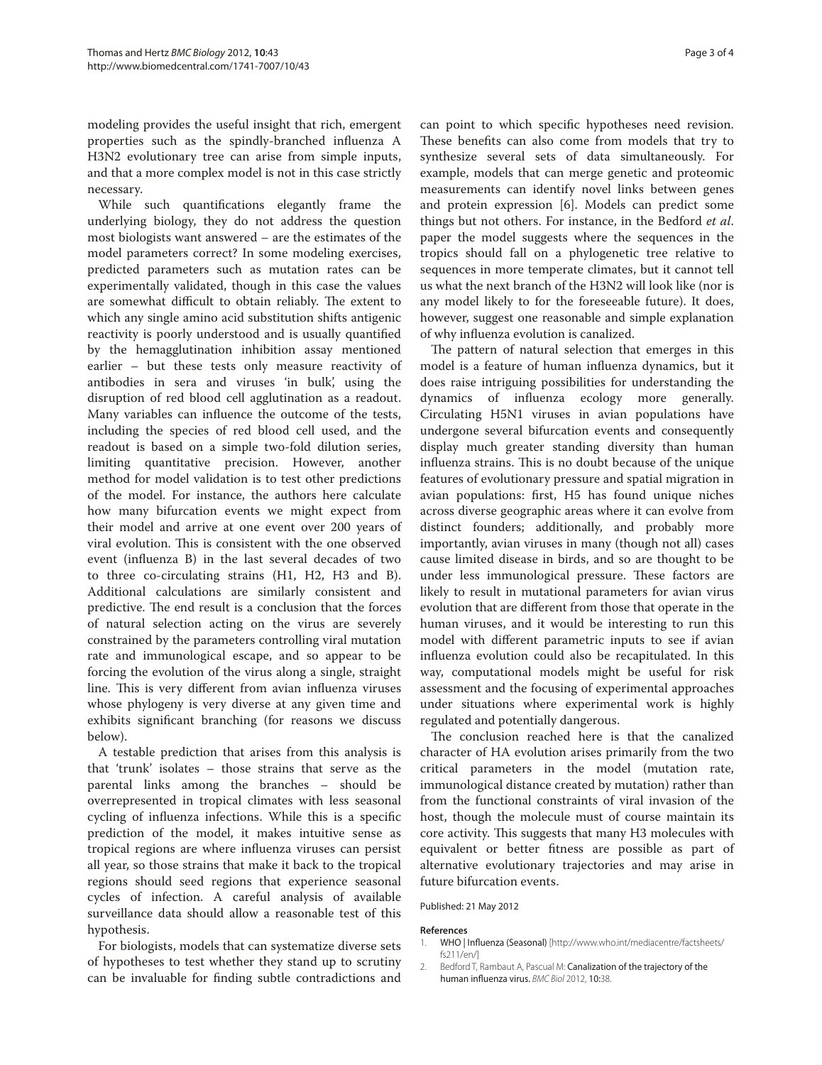modeling provides the useful insight that rich, emergent properties such as the spindly-branched influenza A H3N2 evolutionary tree can arise from simple inputs, and that a more complex model is not in this case strictly necessary.

While such quantifications elegantly frame the underlying biology, they do not address the question most biologists want answered – are the estimates of the model parameters correct? In some modeling exercises, predicted parameters such as mutation rates can be experimentally validated, though in this case the values are somewhat difficult to obtain reliably. The extent to which any single amino acid substitution shifts antigenic reactivity is poorly understood and is usually quantified by the hemagglutination inhibition assay mentioned earlier – but these tests only measure reactivity of antibodies in sera and viruses 'in bulk', using the disruption of red blood cell agglutination as a readout. Many variables can influence the outcome of the tests, including the species of red blood cell used, and the readout is based on a simple two-fold dilution series, limiting quantitative precision. However, another method for model validation is to test other predictions of the model. For instance, the authors here calculate how many bifurcation events we might expect from their model and arrive at one event over 200 years of viral evolution. This is consistent with the one observed event (influenza B) in the last several decades of two to three co-circulating strains (H1, H2, H3 and B). Additional calculations are similarly consistent and predictive. The end result is a conclusion that the forces of natural selection acting on the virus are severely constrained by the parameters controlling viral mutation rate and immunological escape, and so appear to be forcing the evolution of the virus along a single, straight line. This is very different from avian influenza viruses whose phylogeny is very diverse at any given time and exhibits significant branching (for reasons we discuss below).

A testable prediction that arises from this analysis is that 'trunk' isolates – those strains that serve as the parental links among the branches – should be overrepresented in tropical climates with less seasonal cycling of influenza infections. While this is a specific prediction of the model, it makes intuitive sense as tropical regions are where influenza viruses can persist all year, so those strains that make it back to the tropical regions should seed regions that experience seasonal cycles of infection. A careful analysis of available surveillance data should allow a reasonable test of this hypothesis.

For biologists, models that can systematize diverse sets of hypotheses to test whether they stand up to scrutiny can be invaluable for finding subtle contradictions and can point to which specific hypotheses need revision. These benefits can also come from models that try to synthesize several sets of data simultaneously. For example, models that can merge genetic and proteomic measurements can identify novel links between genes and protein expression [6]. Models can predict some things but not others. For instance, in the Bedford *et al.* paper the model suggests where the sequences in the tropics should fall on a phylogenetic tree relative to sequences in more temperate climates, but it cannot tell us what the next branch of the H3N2 will look like (nor is any model likely to for the foreseeable future). It does, however, suggest one reasonable and simple explanation of why influenza evolution is canalized.

The pattern of natural selection that emerges in this model is a feature of human influenza dynamics, but it does raise intriguing possibilities for understanding the dynamics of influenza ecology more generally. Circulating H5N1 viruses in avian populations have undergone several bifurcation events and consequently display much greater standing diversity than human influenza strains. This is no doubt because of the unique features of evolutionary pressure and spatial migration in avian populations: first, H5 has found unique niches across diverse geographic areas where it can evolve from distinct founders; additionally, and probably more importantly, avian viruses in many (though not all) cases cause limited disease in birds, and so are thought to be under less immunological pressure. These factors are likely to result in mutational parameters for avian virus evolution that are different from those that operate in the human viruses, and it would be interesting to run this model with different parametric inputs to see if avian influenza evolution could also be recapitulated. In this way, computational models might be useful for risk assessment and the focusing of experimental approaches under situations where experimental work is highly regulated and potentially dangerous.

The conclusion reached here is that the canalized character of HA evolution arises primarily from the two critical parameters in the model (mutation rate, immunological distance created by mutation) rather than from the functional constraints of viral invasion of the host, though the molecule must of course maintain its core activity. This suggests that many H3 molecules with equivalent or better fitness are possible as part of alternative evolutionary trajectories and may arise in future bifurcation events.

Published: 21 May 2012

**References**

1. **WHO | Influenza (Seasonal)** [http://www.who.int/mediacentre/factsheets/fs211/en/]
2. Bedford T, Rambaut A, Pascual M: **Canalization of the trajectory of the human influenza virus.** *BMC Biol* 2012, **10**:38.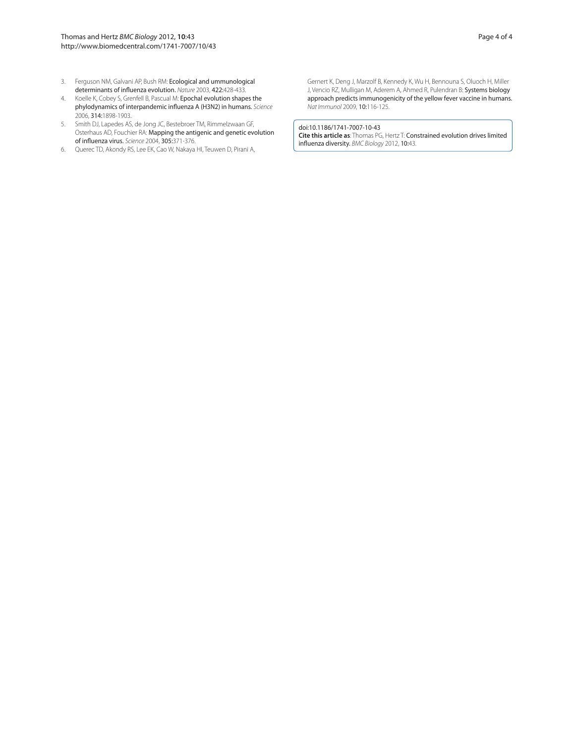3. Ferguson NM, Galvani AP, Bush RM: **Ecological and ummunological determinants of influenza evolution.** *Nature* 2003, **422:**428-433.
4. Koelle K, Cobey S, Grenfell B, Pascual M: **Epochal evolution shapes the phylodynamics of interpandemic influenza A (H3N2) in humans.** *Science* 2006, **314:**1898-1903.
5. Smith DJ, Lapedes AS, de Jong JC, Bestebroer TM, Rimmelzwaan GF, Osterhaus AD, Fouchier RA: **Mapping the antigenic and genetic evolution of influenza virus.** *Science* 2004, **305:**371-376.
6. Querec TD, Akondy RS, Lee EK, Cao W, Nakaya HI, Teuwen D, Pirani A, Gernert K, Deng J, Marzolf B, Kennedy K, Wu H, Bennouna S, Oluoch H, Miller J, Vencio RZ, Mulligan M, Aderem A, Ahmed R, Pulendran B: **Systems biology approach predicts immunogenicity of the yellow fever vaccine in humans.** *Nat Immunol* 2009, **10:**116-125.

doi:10.1186/1741-7007-10-43
**Cite this article as**: Thomas PG, Hertz T: Constrained evolution drives limited influenza diversity. *BMC Biology* 2012, **10:**43.